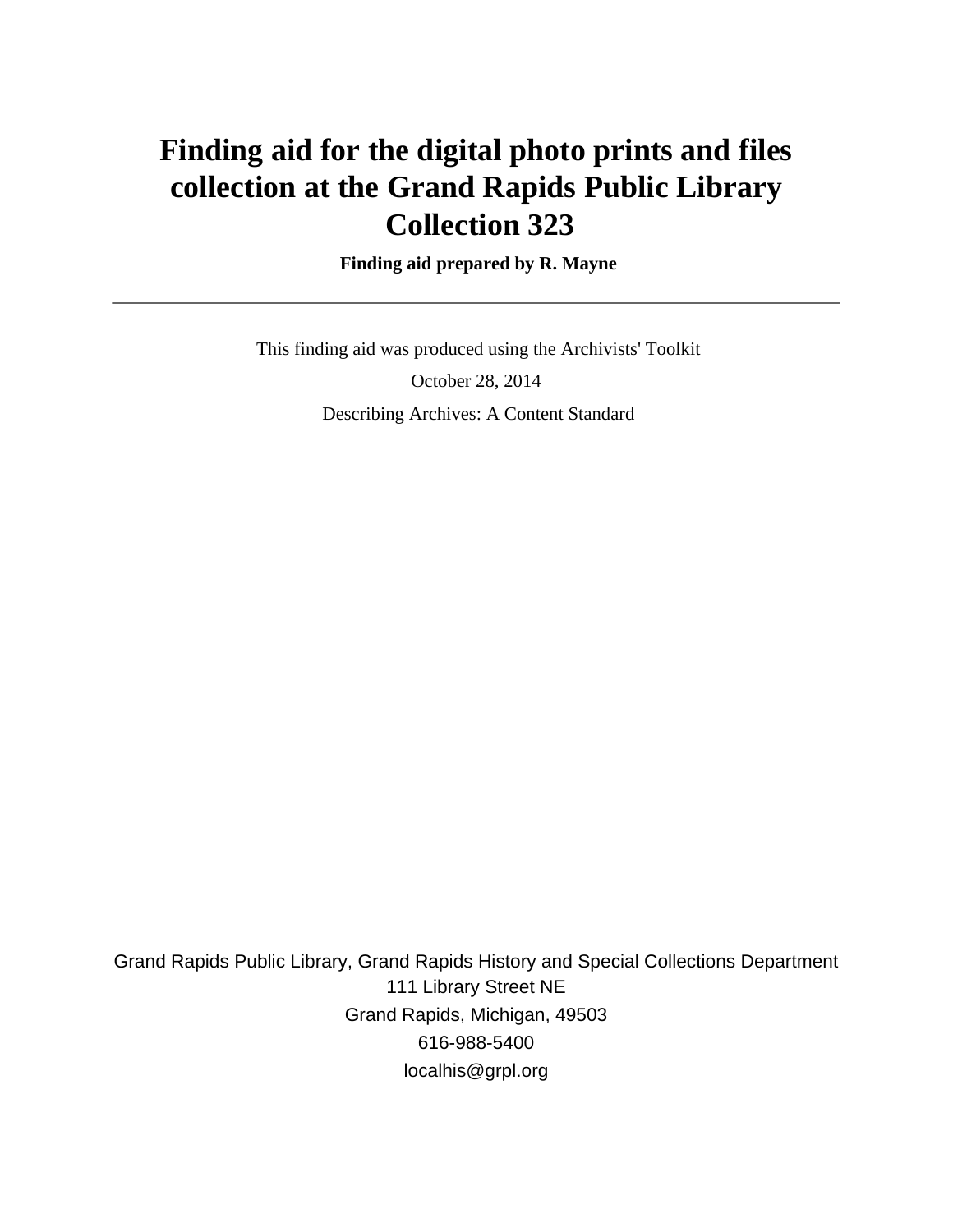# Finding aid for the digital photo prints and files collection at the Grand Rapids Public Library Collection 323

**Finding aid prepared by R. Mayne**

---

This finding aid was produced using the Archivists' Toolkit

October 28, 2014

Describing Archives: A Content Standard

Grand Rapids Public Library, Grand Rapids History and Special Collections Department
111 Library Street NE
Grand Rapids, Michigan, 49503
616-988-5400
localhis@grpl.org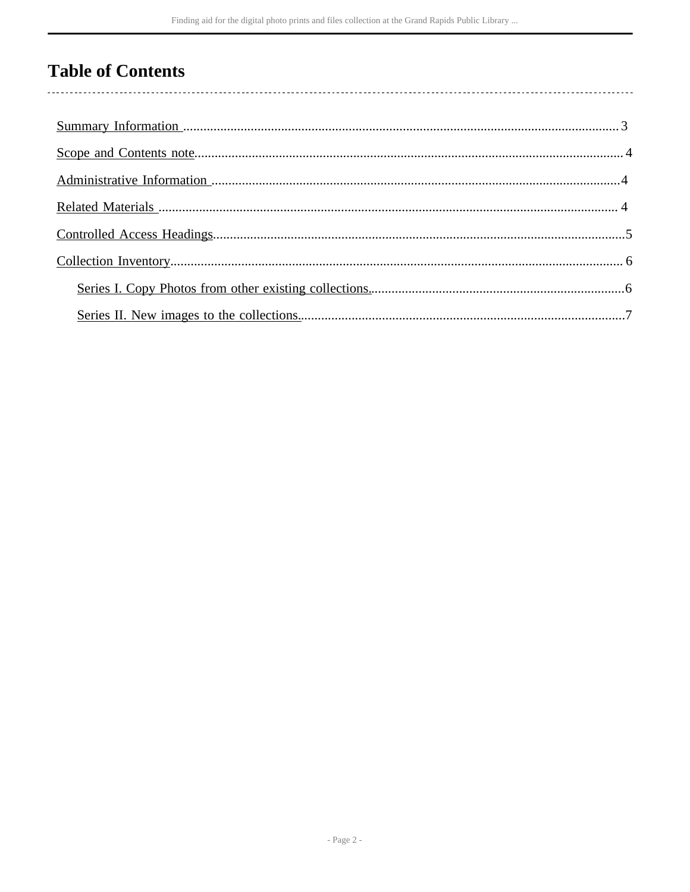# Table of Contents

Summary Information ........................................................................................................................ 3

Scope and Contents note.................................................................................................................... 4

Administrative Information ............................................................................................................... 4

Related Materials ............................................................................................................................... 4

Controlled Access Headings............................................................................................................... 5

Collection Inventory........................................................................................................................... 6

- Series I. Copy Photos from other existing collections................................................................ 6
- Series II. New images to the collections..................................................................................... 7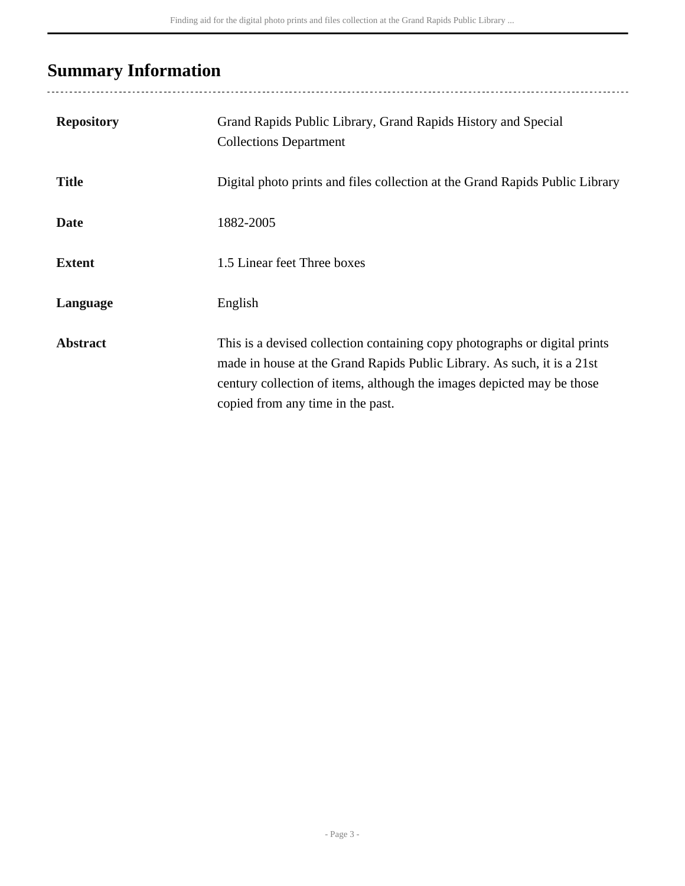## Summary Information

| | |
|---|---|
| **Repository** | Grand Rapids Public Library, Grand Rapids History and Special Collections Department |
| **Title** | Digital photo prints and files collection at the Grand Rapids Public Library |
| **Date** | 1882-2005 |
| **Extent** | 1.5 Linear feet Three boxes |
| **Language** | English |
| **Abstract** | This is a devised collection containing copy photographs or digital prints made in house at the Grand Rapids Public Library. As such, it is a 21st century collection of items, although the images depicted may be those copied from any time in the past. |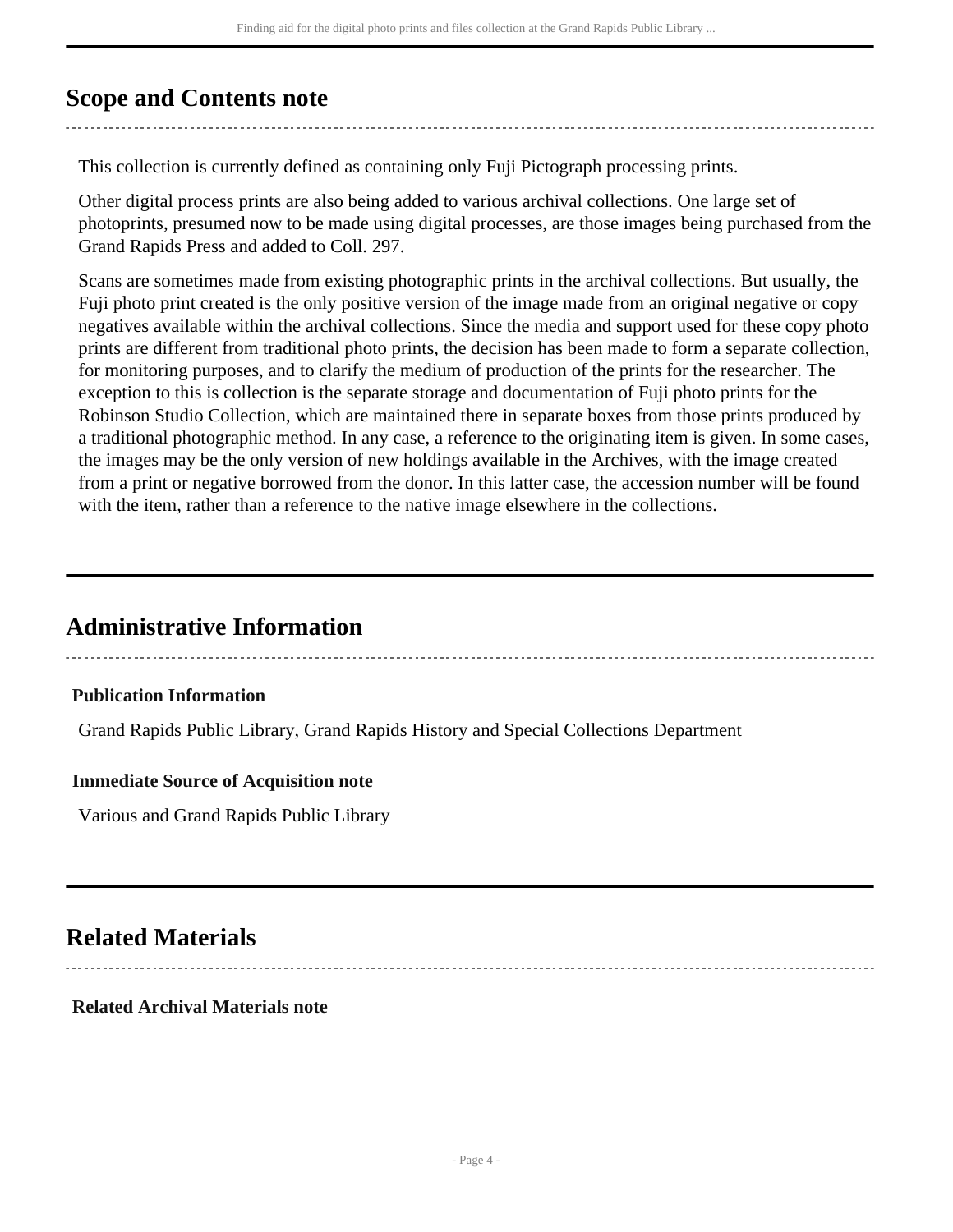## Scope and Contents note

This collection is currently defined as containing only Fuji Pictograph processing prints.

Other digital process prints are also being added to various archival collections. One large set of photoprints, presumed now to be made using digital processes, are those images being purchased from the Grand Rapids Press and added to Coll. 297.

Scans are sometimes made from existing photographic prints in the archival collections. But usually, the Fuji photo print created is the only positive version of the image made from an original negative or copy negatives available within the archival collections. Since the media and support used for these copy photo prints are different from traditional photo prints, the decision has been made to form a separate collection, for monitoring purposes, and to clarify the medium of production of the prints for the researcher. The exception to this is collection is the separate storage and documentation of Fuji photo prints for the Robinson Studio Collection, which are maintained there in separate boxes from those prints produced by a traditional photographic method. In any case, a reference to the originating item is given. In some cases, the images may be the only version of new holdings available in the Archives, with the image created from a print or negative borrowed from the donor. In this latter case, the accession number will be found with the item, rather than a reference to the native image elsewhere in the collections.

## Administrative Information

**Publication Information**

Grand Rapids Public Library, Grand Rapids History and Special Collections Department

**Immediate Source of Acquisition note**

Various and Grand Rapids Public Library

## Related Materials

**Related Archival Materials note**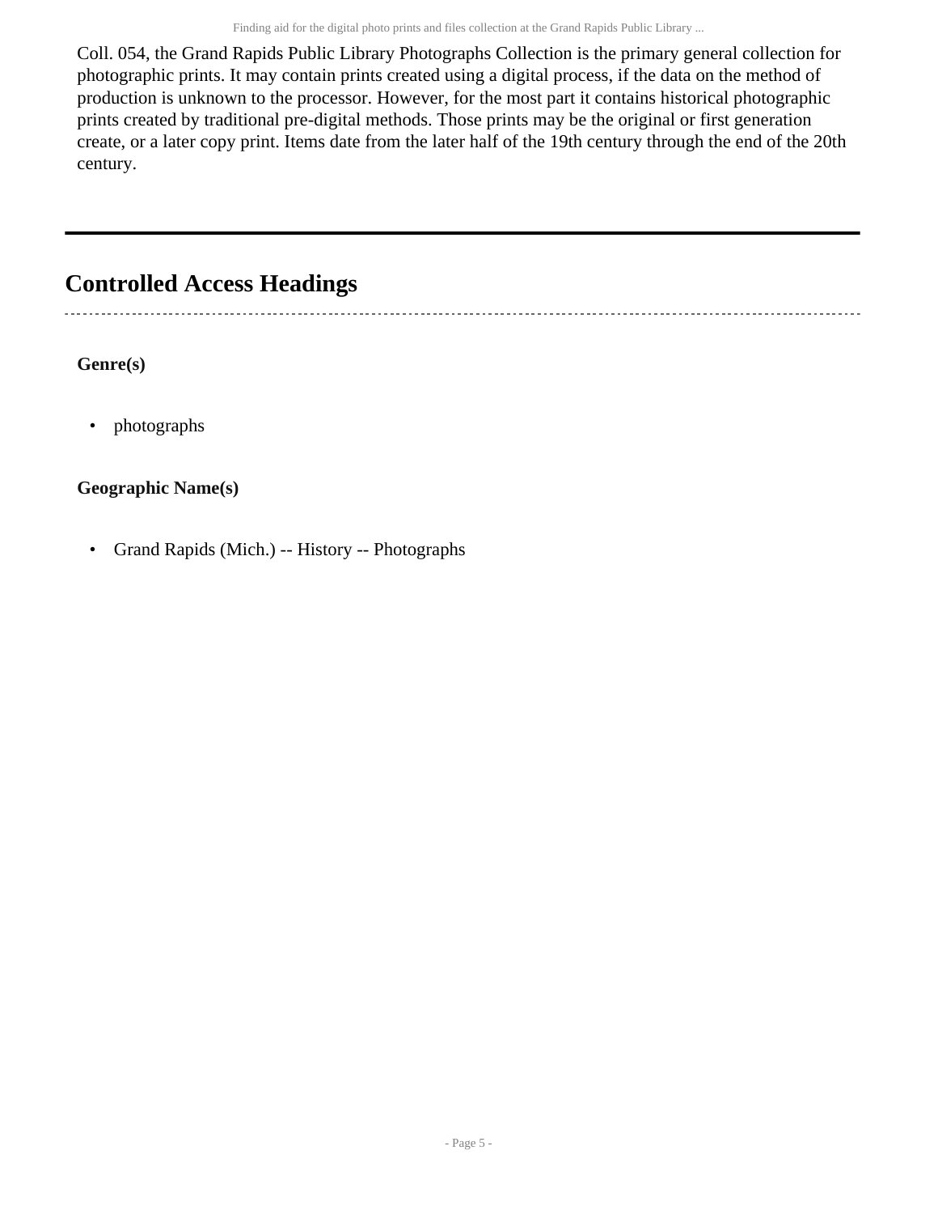Coll. 054, the Grand Rapids Public Library Photographs Collection is the primary general collection for photographic prints. It may contain prints created using a digital process, if the data on the method of production is unknown to the processor. However, for the most part it contains historical photographic prints created by traditional pre-digital methods. Those prints may be the original or first generation create, or a later copy print. Items date from the later half of the 19th century through the end of the 20th century.

## Controlled Access Headings

**Genre(s)**

- photographs

**Geographic Name(s)**

- Grand Rapids (Mich.) -- History -- Photographs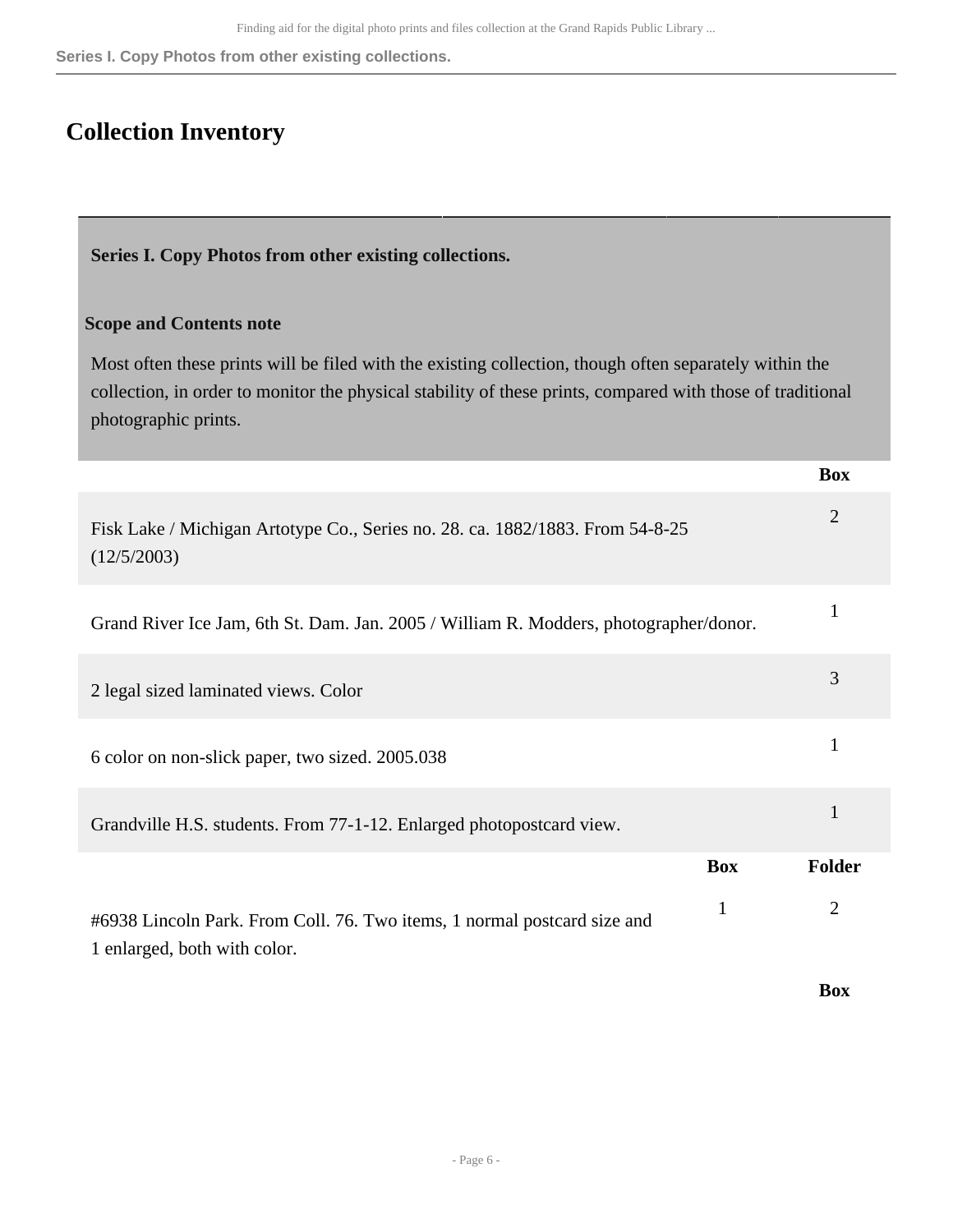# Collection Inventory

**Series I. Copy Photos from other existing collections.**

**Scope and Contents note**

Most often these prints will be filed with the existing collection, though often separately within the collection, in order to monitor the physical stability of these prints, compared with those of traditional photographic prints.

| | Box |
|---|---|
| Fisk Lake / Michigan Artotype Co., Series no. 28. ca. 1882/1883. From 54-8-25 (12/5/2003) | 2 |
| Grand River Ice Jam, 6th St. Dam. Jan. 2005 / William R. Modders, photographer/donor. | 1 |
| 2 legal sized laminated views. Color | 3 |
| 6 color on non-slick paper, two sized. 2005.038 | 1 |
| Grandville H.S. students. From 77-1-12. Enlarged photopostcard view. | 1 |

| | Box | Folder |
|---|---|---|
| #6938 Lincoln Park. From Coll. 76. Two items, 1 normal postcard size and 1 enlarged, both with color. | 1 | 2 |

| | Box |
|---|---|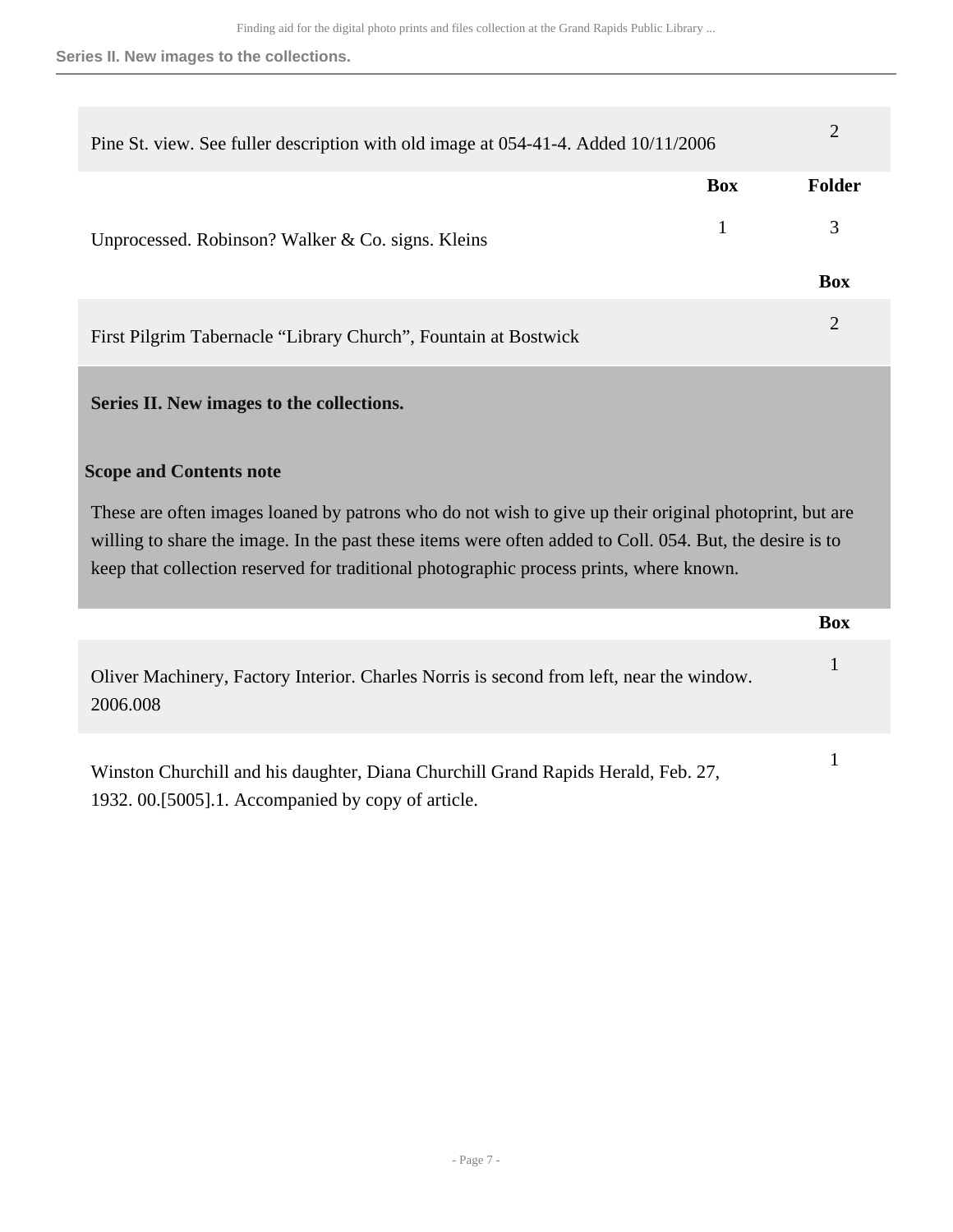| | | |
|---|---|---|
| Pine St. view. See fuller description with old image at 054-41-4. Added 10/11/2006 | | 2 |
| | **Box** | **Folder** |
| Unprocessed. Robinson? Walker & Co. signs. Kleins | 1 | 3 |
| | | **Box** |
| First Pilgrim Tabernacle “Library Church”, Fountain at Bostwick | | 2 |

## Series II. New images to the collections.

### Scope and Contents note

These are often images loaned by patrons who do not wish to give up their original photoprint, but are willing to share the image. In the past these items were often added to Coll. 054. But, the desire is to keep that collection reserved for traditional photographic process prints, where known.

| | **Box** |
|---|---|
| Oliver Machinery, Factory Interior. Charles Norris is second from left, near the window. 2006.008 | 1 |
| Winston Churchill and his daughter, Diana Churchill Grand Rapids Herald, Feb. 27, 1932. 00.[5005].1. Accompanied by copy of article. | 1 |